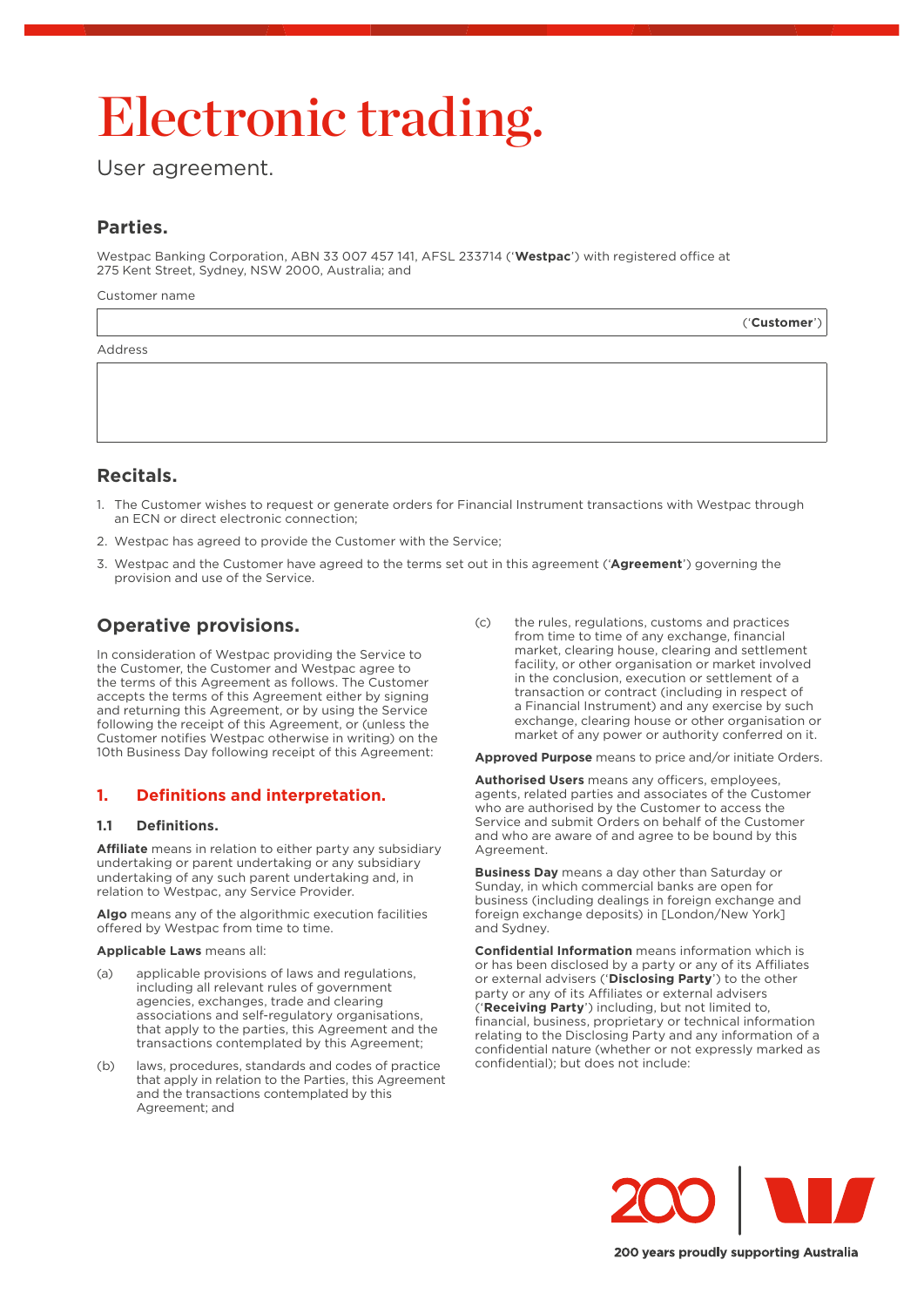# Electronic trading.

User agreement.

## Parties.

Westpac Banking Corporation, ABN 33 007 457 141, AFSL 233714 ('**Westpac**') with registered office at 275 Kent Street, Sydney, NSW 2000, Australia; and

Customer name

('**Customer**')

Address

## Recitals.

1. The Customer wishes to request or generate orders for Financial Instrument transactions with Westpac through an ECN or direct electronic connection;
2. Westpac has agreed to provide the Customer with the Service;
3. Westpac and the Customer have agreed to the terms set out in this agreement ('**Agreement**') governing the provision and use of the Service.

## Operative provisions.

In consideration of Westpac providing the Service to the Customer, the Customer and Westpac agree to the terms of this Agreement as follows. The Customer accepts the terms of this Agreement either by signing and returning this Agreement, or by using the Service following the receipt of this Agreement, or (unless the Customer notifies Westpac otherwise in writing) on the 10th Business Day following receipt of this Agreement:

### 1. Definitions and interpretation.

#### 1.1 Definitions.

**Affiliate** means in relation to either party any subsidiary undertaking or parent undertaking or any subsidiary undertaking of any such parent undertaking and, in relation to Westpac, any Service Provider.

**Algo** means any of the algorithmic execution facilities offered by Westpac from time to time.

**Applicable Laws** means all:

(a) applicable provisions of laws and regulations, including all relevant rules of government agencies, exchanges, trade and clearing associations and self-regulatory organisations, that apply to the parties, this Agreement and the transactions contemplated by this Agreement;

(b) laws, procedures, standards and codes of practice that apply in relation to the Parties, this Agreement and the transactions contemplated by this Agreement; and

(c) the rules, regulations, customs and practices from time to time of any exchange, financial market, clearing house, clearing and settlement facility, or other organisation or market involved in the conclusion, execution or settlement of a transaction or contract (including in respect of a Financial Instrument) and any exercise by such exchange, clearing house or other organisation or market of any power or authority conferred on it.

**Approved Purpose** means to price and/or initiate Orders.

**Authorised Users** means any officers, employees, agents, related parties and associates of the Customer who are authorised by the Customer to access the Service and submit Orders on behalf of the Customer and who are aware of and agree to be bound by this Agreement.

**Business Day** means a day other than Saturday or Sunday, in which commercial banks are open for business (including dealings in foreign exchange and foreign exchange deposits) in [London/New York] and Sydney.

**Confidential Information** means information which is or has been disclosed by a party or any of its Affiliates or external advisers ('**Disclosing Party**') to the other party or any of its Affiliates or external advisers ('**Receiving Party**') including, but not limited to, financial, business, proprietary or technical information relating to the Disclosing Party and any information of a confidential nature (whether or not expressly marked as confidential); but does not include:

200 years proudly supporting Australia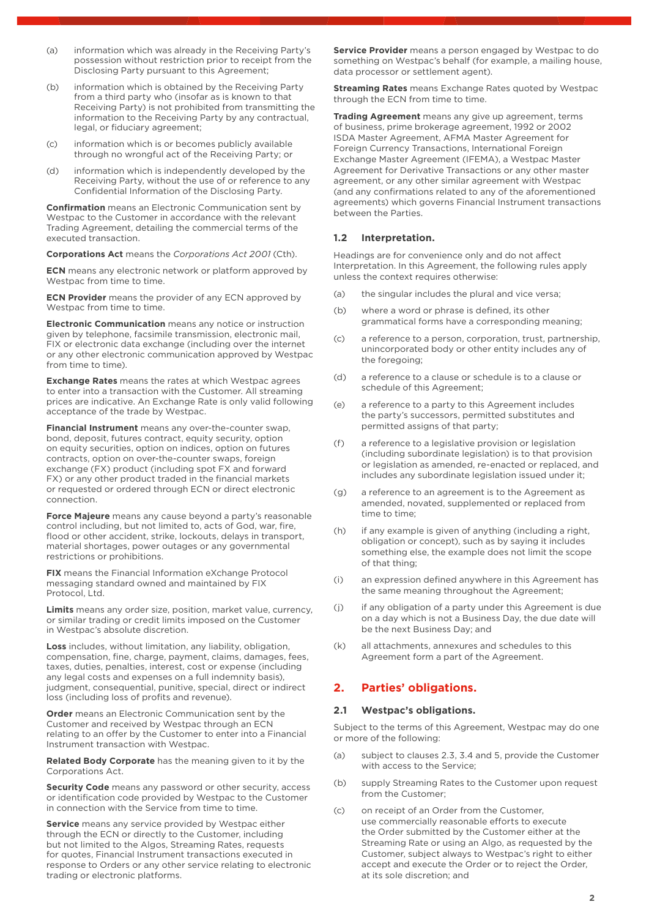(a) information which was already in the Receiving Party's possession without restriction prior to receipt from the Disclosing Party pursuant to this Agreement;

(b) information which is obtained by the Receiving Party from a third party who (insofar as is known to that Receiving Party) is not prohibited from transmitting the information to the Receiving Party by any contractual, legal, or fiduciary agreement;

(c) information which is or becomes publicly available through no wrongful act of the Receiving Party; or

(d) information which is independently developed by the Receiving Party, without the use of or reference to any Confidential Information of the Disclosing Party.

**Confirmation** means an Electronic Communication sent by Westpac to the Customer in accordance with the relevant Trading Agreement, detailing the commercial terms of the executed transaction.

**Corporations Act** means the *Corporations Act 2001* (Cth).

**ECN** means any electronic network or platform approved by Westpac from time to time.

**ECN Provider** means the provider of any ECN approved by Westpac from time to time.

**Electronic Communication** means any notice or instruction given by telephone, facsimile transmission, electronic mail, FIX or electronic data exchange (including over the internet or any other electronic communication approved by Westpac from time to time).

**Exchange Rates** means the rates at which Westpac agrees to enter into a transaction with the Customer. All streaming prices are indicative. An Exchange Rate is only valid following acceptance of the trade by Westpac.

**Financial Instrument** means any over-the-counter swap, bond, deposit, futures contract, equity security, option on equity securities, option on indices, option on futures contracts, option on over-the-counter swaps, foreign exchange (FX) product (including spot FX and forward FX) or any other product traded in the financial markets or requested or ordered through ECN or direct electronic connection.

**Force Majeure** means any cause beyond a party's reasonable control including, but not limited to, acts of God, war, fire, flood or other accident, strike, lockouts, delays in transport, material shortages, power outages or any governmental restrictions or prohibitions.

**FIX** means the Financial Information eXchange Protocol messaging standard owned and maintained by FIX Protocol, Ltd.

**Limits** means any order size, position, market value, currency, or similar trading or credit limits imposed on the Customer in Westpac's absolute discretion.

**Loss** includes, without limitation, any liability, obligation, compensation, fine, charge, payment, claims, damages, fees, taxes, duties, penalties, interest, cost or expense (including any legal costs and expenses on a full indemnity basis), judgment, consequential, punitive, special, direct or indirect loss (including loss of profits and revenue).

**Order** means an Electronic Communication sent by the Customer and received by Westpac through an ECN relating to an offer by the Customer to enter into a Financial Instrument transaction with Westpac.

**Related Body Corporate** has the meaning given to it by the Corporations Act.

**Security Code** means any password or other security, access or identification code provided by Westpac to the Customer in connection with the Service from time to time.

**Service** means any service provided by Westpac either through the ECN or directly to the Customer, including but not limited to the Algos, Streaming Rates, requests for quotes, Financial Instrument transactions executed in response to Orders or any other service relating to electronic trading or electronic platforms.

**Service Provider** means a person engaged by Westpac to do something on Westpac's behalf (for example, a mailing house, data processor or settlement agent).

**Streaming Rates** means Exchange Rates quoted by Westpac through the ECN from time to time.

**Trading Agreement** means any give up agreement, terms of business, prime brokerage agreement, 1992 or 2002 ISDA Master Agreement, AFMA Master Agreement for Foreign Currency Transactions, International Foreign Exchange Master Agreement (IFEMA), a Westpac Master Agreement for Derivative Transactions or any other master agreement, or any other similar agreement with Westpac (and any confirmations related to any of the aforementioned agreements) which governs Financial Instrument transactions between the Parties.

### 1.2 Interpretation.

Headings are for convenience only and do not affect Interpretation. In this Agreement, the following rules apply unless the context requires otherwise:

(a) the singular includes the plural and vice versa;

(b) where a word or phrase is defined, its other grammatical forms have a corresponding meaning;

(c) a reference to a person, corporation, trust, partnership, unincorporated body or other entity includes any of the foregoing;

(d) a reference to a clause or schedule is to a clause or schedule of this Agreement;

(e) a reference to a party to this Agreement includes the party's successors, permitted substitutes and permitted assigns of that party;

(f) a reference to a legislative provision or legislation (including subordinate legislation) is to that provision or legislation as amended, re-enacted or replaced, and includes any subordinate legislation issued under it;

(g) a reference to an agreement is to the Agreement as amended, novated, supplemented or replaced from time to time;

(h) if any example is given of anything (including a right, obligation or concept), such as by saying it includes something else, the example does not limit the scope of that thing;

(i) an expression defined anywhere in this Agreement has the same meaning throughout the Agreement;

(j) if any obligation of a party under this Agreement is due on a day which is not a Business Day, the due date will be the next Business Day; and

(k) all attachments, annexures and schedules to this Agreement form a part of the Agreement.

## 2. Parties' obligations.

### 2.1 Westpac's obligations.

Subject to the terms of this Agreement, Westpac may do one or more of the following:

(a) subject to clauses 2.3, 3.4 and 5, provide the Customer with access to the Service;

(b) supply Streaming Rates to the Customer upon request from the Customer;

(c) on receipt of an Order from the Customer, use commercially reasonable efforts to execute the Order submitted by the Customer either at the Streaming Rate or using an Algo, as requested by the Customer, subject always to Westpac's right to either accept and execute the Order or to reject the Order, at its sole discretion; and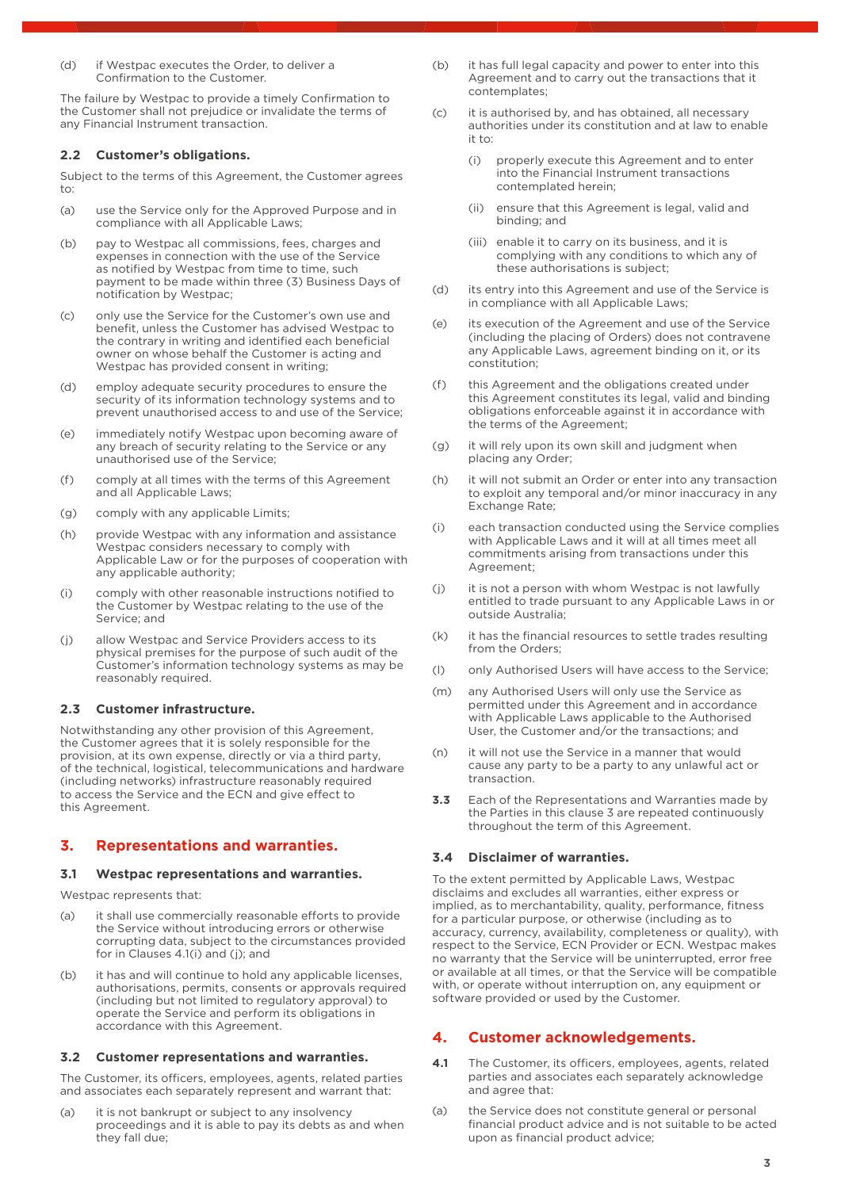(d) if Westpac executes the Order, to deliver a Confirmation to the Customer.

The failure by Westpac to provide a timely Confirmation to the Customer shall not prejudice or invalidate the terms of any Financial Instrument transaction.

### 2.2 Customer's obligations.

Subject to the terms of this Agreement, the Customer agrees to:

(a) use the Service only for the Approved Purpose and in compliance with all Applicable Laws;

(b) pay to Westpac all commissions, fees, charges and expenses in connection with the use of the Service as notified by Westpac from time to time, such payment to be made within three (3) Business Days of notification by Westpac;

(c) only use the Service for the Customer's own use and benefit, unless the Customer has advised Westpac to the contrary in writing and identified each beneficial owner on whose behalf the Customer is acting and Westpac has provided consent in writing;

(d) employ adequate security procedures to ensure the security of its information technology systems and to prevent unauthorised access to and use of the Service;

(e) immediately notify Westpac upon becoming aware of any breach of security relating to the Service or any unauthorised use of the Service;

(f) comply at all times with the terms of this Agreement and all Applicable Laws;

(g) comply with any applicable Limits;

(h) provide Westpac with any information and assistance Westpac considers necessary to comply with Applicable Law or for the purposes of cooperation with any applicable authority;

(i) comply with other reasonable instructions notified to the Customer by Westpac relating to the use of the Service; and

(j) allow Westpac and Service Providers access to its physical premises for the purpose of such audit of the Customer's information technology systems as may be reasonably required.

### 2.3 Customer infrastructure.

Notwithstanding any other provision of this Agreement, the Customer agrees that it is solely responsible for the provision, at its own expense, directly or via a third party, of the technical, logistical, telecommunications and hardware (including networks) infrastructure reasonably required to access the Service and the ECN and give effect to this Agreement.

## 3. Representations and warranties.

### 3.1 Westpac representations and warranties.

Westpac represents that:

(a) it shall use commercially reasonable efforts to provide the Service without introducing errors or otherwise corrupting data, subject to the circumstances provided for in Clauses 4.1(i) and (j); and

(b) it has and will continue to hold any applicable licenses, authorisations, permits, consents or approvals required (including but not limited to regulatory approval) to operate the Service and perform its obligations in accordance with this Agreement.

### 3.2 Customer representations and warranties.

The Customer, its officers, employees, agents, related parties and associates each separately represent and warrant that:

(a) it is not bankrupt or subject to any insolvency proceedings and it is able to pay its debts as and when they fall due;

(b) it has full legal capacity and power to enter into this Agreement and to carry out the transactions that it contemplates;

(c) it is authorised by, and has obtained, all necessary authorities under its constitution and at law to enable it to:

   (i) properly execute this Agreement and to enter into the Financial Instrument transactions contemplated herein;

   (ii) ensure that this Agreement is legal, valid and binding; and

   (iii) enable it to carry on its business, and it is complying with any conditions to which any of these authorisations is subject;

(d) its entry into this Agreement and use of the Service is in compliance with all Applicable Laws;

(e) its execution of the Agreement and use of the Service (including the placing of Orders) does not contravene any Applicable Laws, agreement binding on it, or its constitution;

(f) this Agreement and the obligations created under this Agreement constitutes its legal, valid and binding obligations enforceable against it in accordance with the terms of the Agreement;

(g) it will rely upon its own skill and judgment when placing any Order;

(h) it will not submit an Order or enter into any transaction to exploit any temporal and/or minor inaccuracy in any Exchange Rate;

(i) each transaction conducted using the Service complies with Applicable Laws and it will at all times meet all commitments arising from transactions under this Agreement;

(j) it is not a person with whom Westpac is not lawfully entitled to trade pursuant to any Applicable Laws in or outside Australia;

(k) it has the financial resources to settle trades resulting from the Orders;

(l) only Authorised Users will have access to the Service;

(m) any Authorised Users will only use the Service as permitted under this Agreement and in accordance with Applicable Laws applicable to the Authorised User, the Customer and/or the transactions; and

(n) it will not use the Service in a manner that would cause any party to be a party to any unlawful act or transaction.

**3.3** Each of the Representations and Warranties made by the Parties in this clause 3 are repeated continuously throughout the term of this Agreement.

### 3.4 Disclaimer of warranties.

To the extent permitted by Applicable Laws, Westpac disclaims and excludes all warranties, either express or implied, as to merchantability, quality, performance, fitness for a particular purpose, or otherwise (including as to accuracy, currency, availability, completeness or quality), with respect to the Service, ECN Provider or ECN. Westpac makes no warranty that the Service will be uninterrupted, error free or available at all times, or that the Service will be compatible with, or operate without interruption on, any equipment or software provided or used by the Customer.

## 4. Customer acknowledgements.

**4.1** The Customer, its officers, employees, agents, related parties and associates each separately acknowledge and agree that:

(a) the Service does not constitute general or personal financial product advice and is not suitable to be acted upon as financial product advice;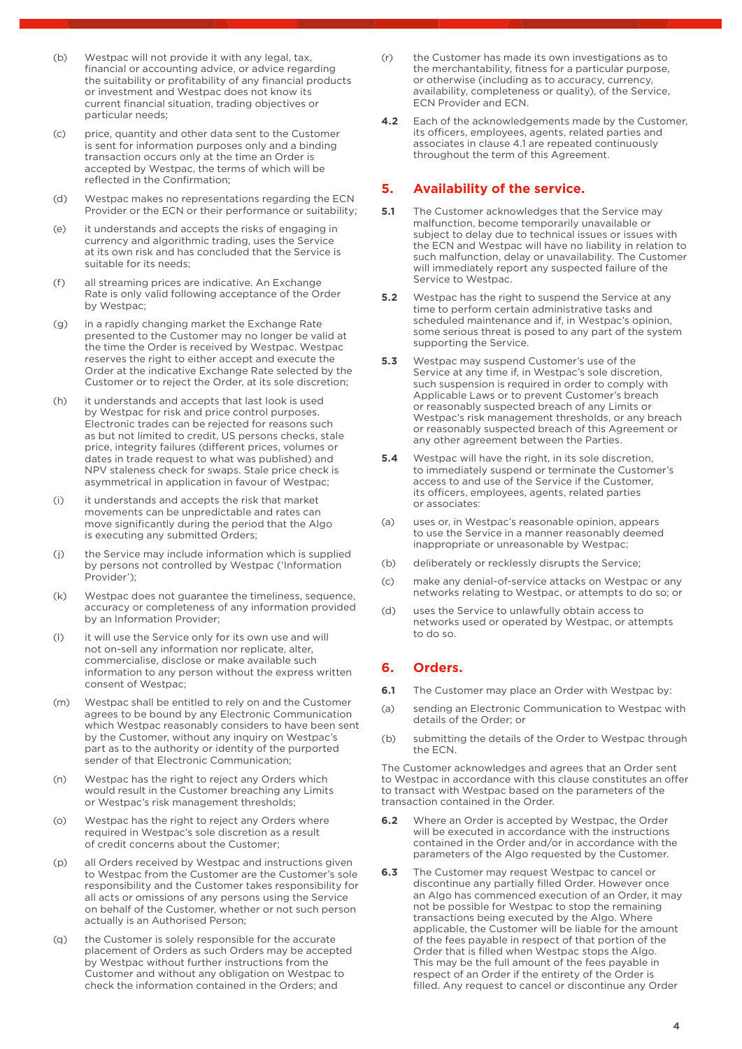(b) Westpac will not provide it with any legal, tax, financial or accounting advice, or advice regarding the suitability or profitability of any financial products or investment and Westpac does not know its current financial situation, trading objectives or particular needs;

(c) price, quantity and other data sent to the Customer is sent for information purposes only and a binding transaction occurs only at the time an Order is accepted by Westpac, the terms of which will be reflected in the Confirmation;

(d) Westpac makes no representations regarding the ECN Provider or the ECN or their performance or suitability;

(e) it understands and accepts the risks of engaging in currency and algorithmic trading, uses the Service at its own risk and has concluded that the Service is suitable for its needs;

(f) all streaming prices are indicative. An Exchange Rate is only valid following acceptance of the Order by Westpac;

(g) in a rapidly changing market the Exchange Rate presented to the Customer may no longer be valid at the time the Order is received by Westpac. Westpac reserves the right to either accept and execute the Order at the indicative Exchange Rate selected by the Customer or to reject the Order, at its sole discretion;

(h) it understands and accepts that last look is used by Westpac for risk and price control purposes. Electronic trades can be rejected for reasons such as but not limited to credit, US persons checks, stale price, integrity failures (different prices, volumes or dates in trade request to what was published) and NPV staleness check for swaps. Stale price check is asymmetrical in application in favour of Westpac;

(i) it understands and accepts the risk that market movements can be unpredictable and rates can move significantly during the period that the Algo is executing any submitted Orders;

(j) the Service may include information which is supplied by persons not controlled by Westpac ('Information Provider');

(k) Westpac does not guarantee the timeliness, sequence, accuracy or completeness of any information provided by an Information Provider;

(l) it will use the Service only for its own use and will not on-sell any information nor replicate, alter, commercialise, disclose or make available such information to any person without the express written consent of Westpac;

(m) Westpac shall be entitled to rely on and the Customer agrees to be bound by any Electronic Communication which Westpac reasonably considers to have been sent by the Customer, without any inquiry on Westpac's part as to the authority or identity of the purported sender of that Electronic Communication;

(n) Westpac has the right to reject any Orders which would result in the Customer breaching any Limits or Westpac's risk management thresholds;

(o) Westpac has the right to reject any Orders where required in Westpac's sole discretion as a result of credit concerns about the Customer;

(p) all Orders received by Westpac and instructions given to Westpac from the Customer are the Customer's sole responsibility and the Customer takes responsibility for all acts or omissions of any persons using the Service on behalf of the Customer, whether or not such person actually is an Authorised Person;

(q) the Customer is solely responsible for the accurate placement of Orders as such Orders may be accepted by Westpac without further instructions from the Customer and without any obligation on Westpac to check the information contained in the Orders; and

(r) the Customer has made its own investigations as to the merchantability, fitness for a particular purpose, or otherwise (including as to accuracy, currency, availability, completeness or quality), of the Service, ECN Provider and ECN.

**4.2** Each of the acknowledgements made by the Customer, its officers, employees, agents, related parties and associates in clause 4.1 are repeated continuously throughout the term of this Agreement.

## 5. Availability of the service.

**5.1** The Customer acknowledges that the Service may malfunction, become temporarily unavailable or subject to delay due to technical issues or issues with the ECN and Westpac will have no liability in relation to such malfunction, delay or unavailability. The Customer will immediately report any suspected failure of the Service to Westpac.

**5.2** Westpac has the right to suspend the Service at any time to perform certain administrative tasks and scheduled maintenance and if, in Westpac's opinion, some serious threat is posed to any part of the system supporting the Service.

**5.3** Westpac may suspend Customer's use of the Service at any time if, in Westpac's sole discretion, such suspension is required in order to comply with Applicable Laws or to prevent Customer's breach or reasonably suspected breach of any Limits or Westpac's risk management thresholds, or any breach or reasonably suspected breach of this Agreement or any other agreement between the Parties.

**5.4** Westpac will have the right, in its sole discretion, to immediately suspend or terminate the Customer's access to and use of the Service if the Customer, its officers, employees, agents, related parties or associates:

(a) uses or, in Westpac's reasonable opinion, appears to use the Service in a manner reasonably deemed inappropriate or unreasonable by Westpac;

(b) deliberately or recklessly disrupts the Service;

(c) make any denial-of-service attacks on Westpac or any networks relating to Westpac, or attempts to do so; or

(d) uses the Service to unlawfully obtain access to networks used or operated by Westpac, or attempts to do so.

## 6. Orders.

**6.1** The Customer may place an Order with Westpac by:

(a) sending an Electronic Communication to Westpac with details of the Order; or

(b) submitting the details of the Order to Westpac through the ECN.

The Customer acknowledges and agrees that an Order sent to Westpac in accordance with this clause constitutes an offer to transact with Westpac based on the parameters of the transaction contained in the Order.

**6.2** Where an Order is accepted by Westpac, the Order will be executed in accordance with the instructions contained in the Order and/or in accordance with the parameters of the Algo requested by the Customer.

**6.3** The Customer may request Westpac to cancel or discontinue any partially filled Order. However once an Algo has commenced execution of an Order, it may not be possible for Westpac to stop the remaining transactions being executed by the Algo. Where applicable, the Customer will be liable for the amount of the fees payable in respect of that portion of the Order that is filled when Westpac stops the Algo. This may be the full amount of the fees payable in respect of an Order if the entirety of the Order is filled. Any request to cancel or discontinue any Order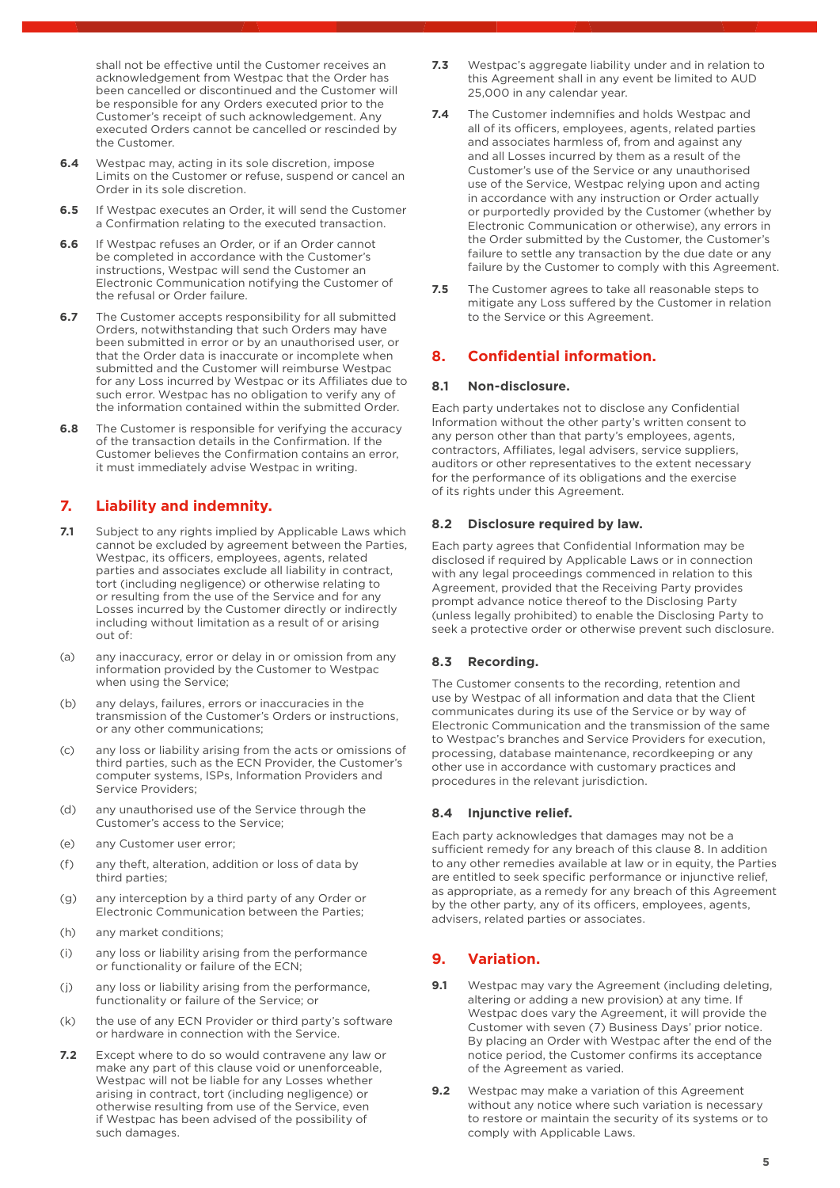shall not be effective until the Customer receives an acknowledgement from Westpac that the Order has been cancelled or discontinued and the Customer will be responsible for any Orders executed prior to the Customer's receipt of such acknowledgement. Any executed Orders cannot be cancelled or rescinded by the Customer.

**6.4** Westpac may, acting in its sole discretion, impose Limits on the Customer or refuse, suspend or cancel an Order in its sole discretion.

**6.5** If Westpac executes an Order, it will send the Customer a Confirmation relating to the executed transaction.

**6.6** If Westpac refuses an Order, or if an Order cannot be completed in accordance with the Customer's instructions, Westpac will send the Customer an Electronic Communication notifying the Customer of the refusal or Order failure.

**6.7** The Customer accepts responsibility for all submitted Orders, notwithstanding that such Orders may have been submitted in error or by an unauthorised user, or that the Order data is inaccurate or incomplete when submitted and the Customer will reimburse Westpac for any Loss incurred by Westpac or its Affiliates due to such error. Westpac has no obligation to verify any of the information contained within the submitted Order.

**6.8** The Customer is responsible for verifying the accuracy of the transaction details in the Confirmation. If the Customer believes the Confirmation contains an error, it must immediately advise Westpac in writing.

## 7. Liability and indemnity.

**7.1** Subject to any rights implied by Applicable Laws which cannot be excluded by agreement between the Parties, Westpac, its officers, employees, agents, related parties and associates exclude all liability in contract, tort (including negligence) or otherwise relating to or resulting from the use of the Service and for any Losses incurred by the Customer directly or indirectly including without limitation as a result of or arising out of:

(a) any inaccuracy, error or delay in or omission from any information provided by the Customer to Westpac when using the Service;

(b) any delays, failures, errors or inaccuracies in the transmission of the Customer's Orders or instructions, or any other communications;

(c) any loss or liability arising from the acts or omissions of third parties, such as the ECN Provider, the Customer's computer systems, ISPs, Information Providers and Service Providers;

(d) any unauthorised use of the Service through the Customer's access to the Service;

(e) any Customer user error;

(f) any theft, alteration, addition or loss of data by third parties;

(g) any interception by a third party of any Order or Electronic Communication between the Parties;

(h) any market conditions;

(i) any loss or liability arising from the performance or functionality or failure of the ECN;

(j) any loss or liability arising from the performance, functionality or failure of the Service; or

(k) the use of any ECN Provider or third party's software or hardware in connection with the Service.

**7.2** Except where to do so would contravene any law or make any part of this clause void or unenforceable, Westpac will not be liable for any Losses whether arising in contract, tort (including negligence) or otherwise resulting from use of the Service, even if Westpac has been advised of the possibility of such damages.

**7.3** Westpac's aggregate liability under and in relation to this Agreement shall in any event be limited to AUD 25,000 in any calendar year.

**7.4** The Customer indemnifies and holds Westpac and all of its officers, employees, agents, related parties and associates harmless of, from and against any and all Losses incurred by them as a result of the Customer's use of the Service or any unauthorised use of the Service, Westpac relying upon and acting in accordance with any instruction or Order actually or purportedly provided by the Customer (whether by Electronic Communication or otherwise), any errors in the Order submitted by the Customer, the Customer's failure to settle any transaction by the due date or any failure by the Customer to comply with this Agreement.

**7.5** The Customer agrees to take all reasonable steps to mitigate any Loss suffered by the Customer in relation to the Service or this Agreement.

## 8. Confidential information.

### 8.1 Non-disclosure.

Each party undertakes not to disclose any Confidential Information without the other party's written consent to any person other than that party's employees, agents, contractors, Affiliates, legal advisers, service suppliers, auditors or other representatives to the extent necessary for the performance of its obligations and the exercise of its rights under this Agreement.

### 8.2 Disclosure required by law.

Each party agrees that Confidential Information may be disclosed if required by Applicable Laws or in connection with any legal proceedings commenced in relation to this Agreement, provided that the Receiving Party provides prompt advance notice thereof to the Disclosing Party (unless legally prohibited) to enable the Disclosing Party to seek a protective order or otherwise prevent such disclosure.

### 8.3 Recording.

The Customer consents to the recording, retention and use by Westpac of all information and data that the Client communicates during its use of the Service or by way of Electronic Communication and the transmission of the same to Westpac's branches and Service Providers for execution, processing, database maintenance, recordkeeping or any other use in accordance with customary practices and procedures in the relevant jurisdiction.

### 8.4 Injunctive relief.

Each party acknowledges that damages may not be a sufficient remedy for any breach of this clause 8. In addition to any other remedies available at law or in equity, the Parties are entitled to seek specific performance or injunctive relief, as appropriate, as a remedy for any breach of this Agreement by the other party, any of its officers, employees, agents, advisers, related parties or associates.

## 9. Variation.

**9.1** Westpac may vary the Agreement (including deleting, altering or adding a new provision) at any time. If Westpac does vary the Agreement, it will provide the Customer with seven (7) Business Days' prior notice. By placing an Order with Westpac after the end of the notice period, the Customer confirms its acceptance of the Agreement as varied.

**9.2** Westpac may make a variation of this Agreement without any notice where such variation is necessary to restore or maintain the security of its systems or to comply with Applicable Laws.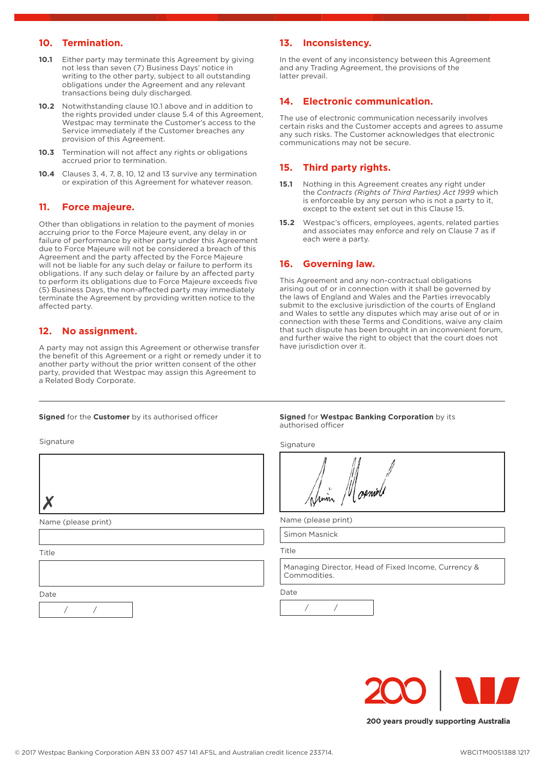## 10. Termination.

**10.1** Either party may terminate this Agreement by giving not less than seven (7) Business Days' notice in writing to the other party, subject to all outstanding obligations under the Agreement and any relevant transactions being duly discharged.

**10.2** Notwithstanding clause 10.1 above and in addition to the rights provided under clause 5.4 of this Agreement, Westpac may terminate the Customer's access to the Service immediately if the Customer breaches any provision of this Agreement.

**10.3** Termination will not affect any rights or obligations accrued prior to termination.

**10.4** Clauses 3, 4, 7, 8, 10, 12 and 13 survive any termination or expiration of this Agreement for whatever reason.

## 11. Force majeure.

Other than obligations in relation to the payment of monies accruing prior to the Force Majeure event, any delay in or failure of performance by either party under this Agreement due to Force Majeure will not be considered a breach of this Agreement and the party affected by the Force Majeure will not be liable for any such delay or failure to perform its obligations. If any such delay or failure by an affected party to perform its obligations due to Force Majeure exceeds five (5) Business Days, the non-affected party may immediately terminate the Agreement by providing written notice to the affected party.

## 12. No assignment.

A party may not assign this Agreement or otherwise transfer the benefit of this Agreement or a right or remedy under it to another party without the prior written consent of the other party, provided that Westpac may assign this Agreement to a Related Body Corporate.

## 13. Inconsistency.

In the event of any inconsistency between this Agreement and any Trading Agreement, the provisions of the latter prevail.

## 14. Electronic communication.

The use of electronic communication necessarily involves certain risks and the Customer accepts and agrees to assume any such risks. The Customer acknowledges that electronic communications may not be secure.

## 15. Third party rights.

**15.1** Nothing in this Agreement creates any right under the *Contracts (Rights of Third Parties) Act 1999* which is enforceable by any person who is not a party to it, except to the extent set out in this Clause 15.

**15.2** Westpac's officers, employees, agents, related parties and associates may enforce and rely on Clause 7 as if each were a party.

## 16. Governing law.

This Agreement and any non-contractual obligations arising out of or in connection with it shall be governed by the laws of England and Wales and the Parties irrevocably submit to the exclusive jurisdiction of the courts of England and Wales to settle any disputes which may arise out of or in connection with these Terms and Conditions, waive any claim that such dispute has been brought in an inconvenient forum, and further waive the right to object that the court does not have jurisdiction over it.

---

**Signed** for the **Customer** by its authorised officer

Signature

✗

Name (please print)

Title

Date

/ /

**Signed** for **Westpac Banking Corporation** by its authorised officer

Signature

Name (please print)

Simon Masnick

Title

Managing Director, Head of Fixed Income, Currency & Commodities.

Date

/ /

200 years proudly supporting Australia

© 2017 Westpac Banking Corporation ABN 33 007 457 141 AFSL and Australian credit licence 233714.

WBCITM0051388 1217